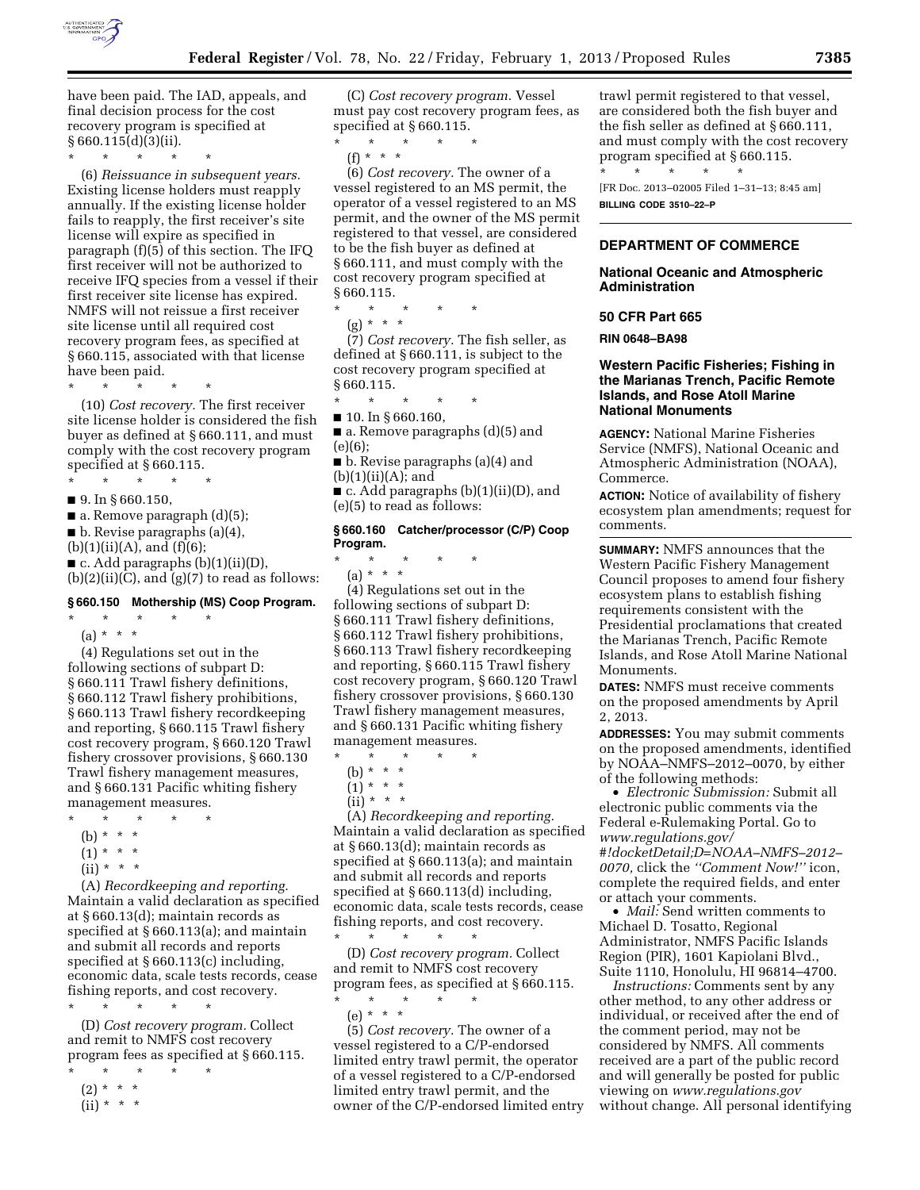have been paid. The IAD, appeals, and final decision process for the cost recovery program is specified at § 660.115(d)(3)(ii).

\* \* \* \* \*

(6) *Reissuance in subsequent years.* Existing license holders must reapply annually. If the existing license holder fails to reapply, the first receiver's site license will expire as specified in paragraph (f)(5) of this section. The IFQ first receiver will not be authorized to receive IFQ species from a vessel if their first receiver site license has expired. NMFS will not reissue a first receiver site license until all required cost recovery program fees, as specified at § 660.115, associated with that license have been paid.

\* \* \* \* \*

(10) *Cost recovery.* The first receiver site license holder is considered the fish buyer as defined at § 660.111, and must comply with the cost recovery program specified at § 660.115.

\* \* \* \* \*

■ 9. In § 660.150,

■ a. Remove paragraph (d)(5);

■ b. Revise paragraphs (a)(4), (b)(1)(ii)(A), and (f)(6);

■ c. Add paragraphs (b)(1)(ii)(D), (b)(2)(ii)(C), and (g)(7) to read as follows:

### § 660.150 Mothership (MS) Coop Program.

\* \* \* \* \*

(a) \* \* \*

(4) Regulations set out in the following sections of subpart D: § 660.111 Trawl fishery definitions, § 660.112 Trawl fishery prohibitions, § 660.113 Trawl fishery recordkeeping and reporting, § 660.115 Trawl fishery cost recovery program, § 660.120 Trawl fishery crossover provisions, § 660.130 Trawl fishery management measures, and § 660.131 Pacific whiting fishery management measures.

\* \* \* \* \*

(b) \* \* \*

(1) \* \* \*

(ii) \* \* \*

(A) *Recordkeeping and reporting.* Maintain a valid declaration as specified at § 660.13(d); maintain records as specified at § 660.113(a); and maintain and submit all records and reports specified at § 660.113(c) including, economic data, scale tests records, cease fishing reports, and cost recovery.

\* \* \* \* \*

(D) *Cost recovery program.* Collect and remit to NMFS cost recovery program fees as specified at § 660.115.

\* \* \* \* \*

(2) \* \* \*

(ii) \* \* \*

(C) *Cost recovery program.* Vessel must pay cost recovery program fees, as specified at § 660.115.

\* \* \* \* \*

(f) \* \* \*

(6) *Cost recovery.* The owner of a vessel registered to an MS permit, the operator of a vessel registered to an MS permit, and the owner of the MS permit registered to that vessel, are considered to be the fish buyer as defined at § 660.111, and must comply with the cost recovery program specified at § 660.115.

\* \* \* \* \*

(g) \* \* \*

(7) *Cost recovery.* The fish seller, as defined at § 660.111, is subject to the cost recovery program specified at § 660.115.

\* \* \* \* \*

■ 10. In § 660.160,

■ a. Remove paragraphs (d)(5) and (e)(6);

■ b. Revise paragraphs (a)(4) and (b)(1)(ii)(A); and

■ c. Add paragraphs (b)(1)(ii)(D), and (e)(5) to read as follows:

### § 660.160 Catcher/processor (C/P) Coop Program.

\* \* \* \* \*

(a) \* \* \*

(4) Regulations set out in the following sections of subpart D: § 660.111 Trawl fishery definitions, § 660.112 Trawl fishery prohibitions, § 660.113 Trawl fishery recordkeeping and reporting, § 660.115 Trawl fishery cost recovery program, § 660.120 Trawl fishery crossover provisions, § 660.130 Trawl fishery management measures, and § 660.131 Pacific whiting fishery management measures.

\* \* \* \* \*

(b) \* \* \*

(1) \* \* \*

(ii) \* \* \*

(A) *Recordkeeping and reporting.* Maintain a valid declaration as specified at § 660.13(d); maintain records as specified at § 660.113(a); and maintain and submit all records and reports specified at § 660.113(d) including, economic data, scale tests records, cease fishing reports, and cost recovery.

\* \* \* \* \*

(D) *Cost recovery program.* Collect and remit to NMFS cost recovery program fees, as specified at § 660.115.

\* \* \* \* \*

(e) \* \* \*

(5) *Cost recovery.* The owner of a vessel registered to a C/P-endorsed limited entry trawl permit, the operator of a vessel registered to a C/P-endorsed limited entry trawl permit, and the owner of the C/P-endorsed limited entry trawl permit registered to that vessel, are considered both the fish buyer and the fish seller as defined at § 660.111, and must comply with the cost recovery program specified at § 660.115.

\* \* \* \* \*

[FR Doc. 2013–02005 Filed 1–31–13; 8:45 am]

**BILLING CODE 3510–22–P**

---

## DEPARTMENT OF COMMERCE

### National Oceanic and Atmospheric Administration

### 50 CFR Part 665

**RIN 0648–BA98**

### Western Pacific Fisheries; Fishing in the Marianas Trench, Pacific Remote Islands, and Rose Atoll Marine National Monuments

**AGENCY:** National Marine Fisheries Service (NMFS), National Oceanic and Atmospheric Administration (NOAA), Commerce.

**ACTION:** Notice of availability of fishery ecosystem plan amendments; request for comments.

**SUMMARY:** NMFS announces that the Western Pacific Fishery Management Council proposes to amend four fishery ecosystem plans to establish fishing requirements consistent with the Presidential proclamations that created the Marianas Trench, Pacific Remote Islands, and Rose Atoll Marine National Monuments.

**DATES:** NMFS must receive comments on the proposed amendments by April 2, 2013.

**ADDRESSES:** You may submit comments on the proposed amendments, identified by NOAA–NMFS–2012–0070, by either of the following methods:

- *Electronic Submission:* Submit all electronic public comments via the Federal e-Rulemaking Portal. Go to *www.regulations.gov/#!docketDetail;D=NOAA–NMFS–2012–0070,* click the *''Comment Now!''* icon, complete the required fields, and enter or attach your comments.
- *Mail:* Send written comments to Michael D. Tosatto, Regional Administrator, NMFS Pacific Islands Region (PIR), 1601 Kapiolani Blvd., Suite 1110, Honolulu, HI 96814–4700.

*Instructions:* Comments sent by any other method, to any other address or individual, or received after the end of the comment period, may not be considered by NMFS. All comments received are a part of the public record and will generally be posted for public viewing on *www.regulations.gov* without change. All personal identifying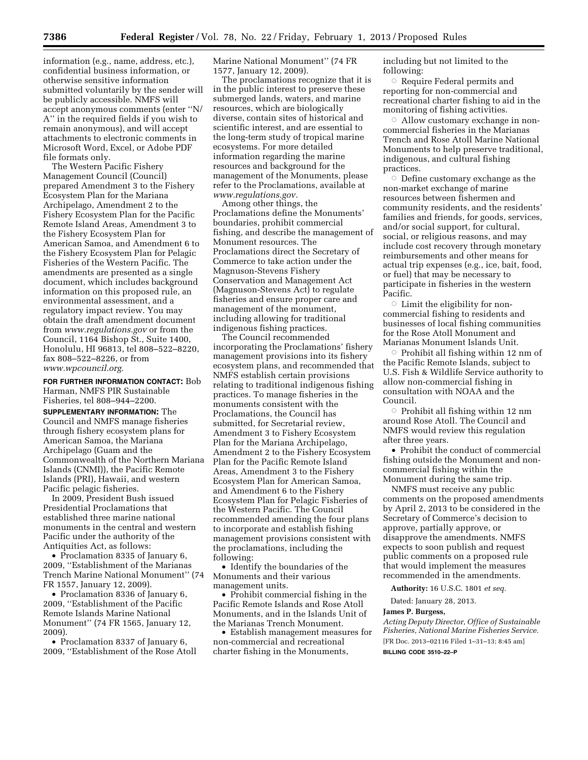information (e.g., name, address, etc.), confidential business information, or otherwise sensitive information submitted voluntarily by the sender will be publicly accessible. NMFS will accept anonymous comments (enter "N/A" in the required fields if you wish to remain anonymous), and will accept attachments to electronic comments in Microsoft Word, Excel, or Adobe PDF file formats only.

The Western Pacific Fishery Management Council (Council) prepared Amendment 3 to the Fishery Ecosystem Plan for the Mariana Archipelago, Amendment 2 to the Fishery Ecosystem Plan for the Pacific Remote Island Areas, Amendment 3 to the Fishery Ecosystem Plan for American Samoa, and Amendment 6 to the Fishery Ecosystem Plan for Pelagic Fisheries of the Western Pacific. The amendments are presented as a single document, which includes background information on this proposed rule, an environmental assessment, and a regulatory impact review. You may obtain the draft amendment document from *www.regulations.gov* or from the Council, 1164 Bishop St., Suite 1400, Honolulu, HI 96813, tel 808–522–8220, fax 808–522–8226, or from *www.wpcouncil.org.*

**FOR FURTHER INFORMATION CONTACT:** Bob Harman, NMFS PIR Sustainable Fisheries, tel 808–944–2200.

**SUPPLEMENTARY INFORMATION:** The Council and NMFS manage fisheries through fishery ecosystem plans for American Samoa, the Mariana Archipelago (Guam and the Commonwealth of the Northern Mariana Islands (CNMI)), the Pacific Remote Islands (PRI), Hawaii, and western Pacific pelagic fisheries.

In 2009, President Bush issued Presidential Proclamations that established three marine national monuments in the central and western Pacific under the authority of the Antiquities Act, as follows:

- Proclamation 8335 of January 6, 2009, "Establishment of the Marianas Trench Marine National Monument" (74 FR 1557, January 12, 2009).
- Proclamation 8336 of January 6, 2009, "Establishment of the Pacific Remote Islands Marine National Monument" (74 FR 1565, January 12, 2009).
- Proclamation 8337 of January 6, 2009, "Establishment of the Rose Atoll Marine National Monument" (74 FR 1577, January 12, 2009).

The proclamations recognize that it is in the public interest to preserve these submerged lands, waters, and marine resources, which are biologically diverse, contain sites of historical and scientific interest, and are essential to the long-term study of tropical marine ecosystems. For more detailed information regarding the marine resources and background for the management of the Monuments, please refer to the Proclamations, available at *www.regulations.gov.*

Among other things, the Proclamations define the Monuments' boundaries, prohibit commercial fishing, and describe the management of Monument resources. The Proclamations direct the Secretary of Commerce to take action under the Magnuson-Stevens Fishery Conservation and Management Act (Magnuson-Stevens Act) to regulate fisheries and ensure proper care and management of the monument, including allowing for traditional indigenous fishing practices.

The Council recommended incorporating the Proclamations' fishery management provisions into its fishery ecosystem plans, and recommended that NMFS establish certain provisions relating to traditional indigenous fishing practices. To manage fisheries in the monuments consistent with the Proclamations, the Council has submitted, for Secretarial review, Amendment 3 to Fishery Ecosystem Plan for the Mariana Archipelago, Amendment 2 to the Fishery Ecosystem Plan for the Pacific Remote Island Areas, Amendment 3 to the Fishery Ecosystem Plan for American Samoa, and Amendment 6 to the Fishery Ecosystem Plan for Pelagic Fisheries of the Western Pacific. The Council recommended amending the four plans to incorporate and establish fishing management provisions consistent with the proclamations, including the following:

- Identify the boundaries of the Monuments and their various management units.
- Prohibit commercial fishing in the Pacific Remote Islands and Rose Atoll Monuments, and in the Islands Unit of the Marianas Trench Monument.
- Establish management measures for non-commercial and recreational charter fishing in the Monuments, including but not limited to the following:
  - Require Federal permits and reporting for non-commercial and recreational charter fishing to aid in the monitoring of fishing activities.
  - Allow customary exchange in non-commercial fisheries in the Marianas Trench and Rose Atoll Marine National Monuments to help preserve traditional, indigenous, and cultural fishing practices.
  - Define customary exchange as the non-market exchange of marine resources between fishermen and community residents, and the residents' families and friends, for goods, services, and/or social support, for cultural, social, or religious reasons, and may include cost recovery through monetary reimbursements and other means for actual trip expenses (e.g., ice, bait, food, or fuel) that may be necessary to participate in fisheries in the western Pacific.
  - Limit the eligibility for non-commercial fishing to residents and businesses of local fishing communities for the Rose Atoll Monument and Marianas Monument Islands Unit.
  - Prohibit all fishing within 12 nm of the Pacific Remote Islands, subject to U.S. Fish & Wildlife Service authority to allow non-commercial fishing in consultation with NOAA and the Council.
  - Prohibit all fishing within 12 nm around Rose Atoll. The Council and NMFS would review this regulation after three years.
- Prohibit the conduct of commercial fishing outside the Monument and non-commercial fishing within the Monument during the same trip.

NMFS must receive any public comments on the proposed amendments by April 2, 2013 to be considered in the Secretary of Commerce's decision to approve, partially approve, or disapprove the amendments. NMFS expects to soon publish and request public comments on a proposed rule that would implement the measures recommended in the amendments.

**Authority:** 16 U.S.C. 1801 *et seq.*

Dated: January 28, 2013.

**James P. Burgess,**

*Acting Deputy Director, Office of Sustainable Fisheries, National Marine Fisheries Service.*

[FR Doc. 2013–02116 Filed 1–31–13; 8:45 am]

**BILLING CODE 3510–22–P**